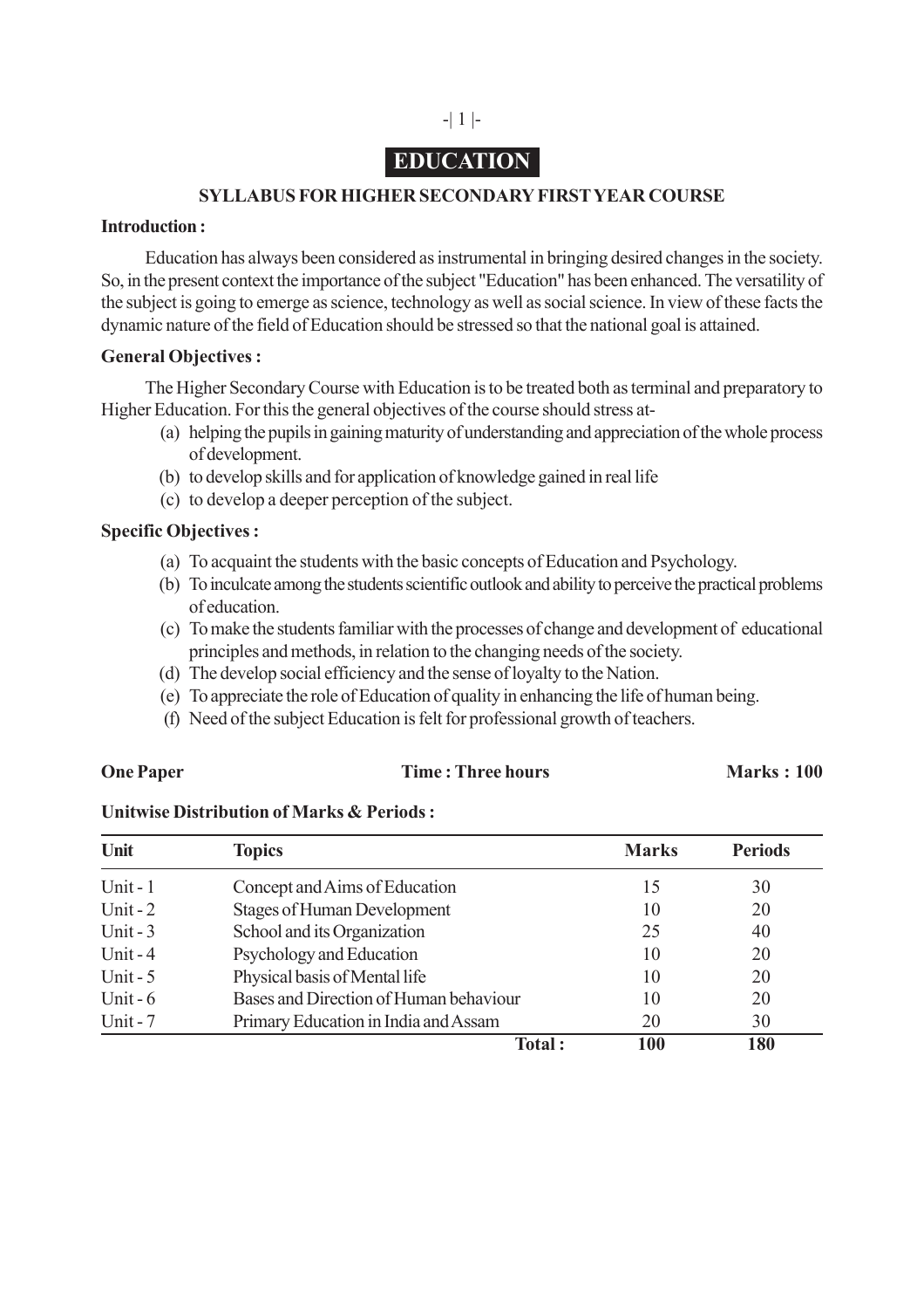# EDUCATION

## SYLLABUS FOR HIGHER SECONDARY FIRST YEAR COURSE

**Introduction :**

Education has always been considered as instrumental in bringing desired changes in the society. So, in the present context the importance of the subject "Education" has been enhanced. The versatility of the subject is going to emerge as science, technology as well as social science. In view of these facts the dynamic nature of the field of Education should be stressed so that the national goal is attained.

**General Objectives :**

The Higher Secondary Course with Education is to be treated both as terminal and preparatory to Higher Education. For this the general objectives of the course should stress at-

(a) helping the pupils in gaining maturity of understanding and appreciation of the whole process of development.
(b) to develop skills and for application of knowledge gained in real life
(c) to develop a deeper perception of the subject.

**Specific Objectives :**

(a) To acquaint the students with the basic concepts of Education and Psychology.
(b) To inculcate among the students scientific outlook and ability to perceive the practical problems of education.
(c) To make the students familiar with the processes of change and development of educational principles and methods, in relation to the changing needs of the society.
(d) The develop social efficiency and the sense of loyalty to the Nation.
(e) To appreciate the role of Education of quality in enhancing the life of human being.
(f) Need of the subject Education is felt for professional growth of teachers.

**One Paper** **Time : Three hours** **Marks : 100**

**Unitwise Distribution of Marks & Periods :**

| Unit | Topics | Marks | Periods |
|---|---|---|---|
| Unit - 1 | Concept and Aims of Education | 15 | 30 |
| Unit - 2 | Stages of Human Development | 10 | 20 |
| Unit - 3 | School and its Organization | 25 | 40 |
| Unit - 4 | Psychology and Education | 10 | 20 |
| Unit - 5 | Physical basis of Mental life | 10 | 20 |
| Unit - 6 | Bases and Direction of Human behaviour | 10 | 20 |
| Unit - 7 | Primary Education in India and Assam | 20 | 30 |
| | **Total :** | **100** | **180** |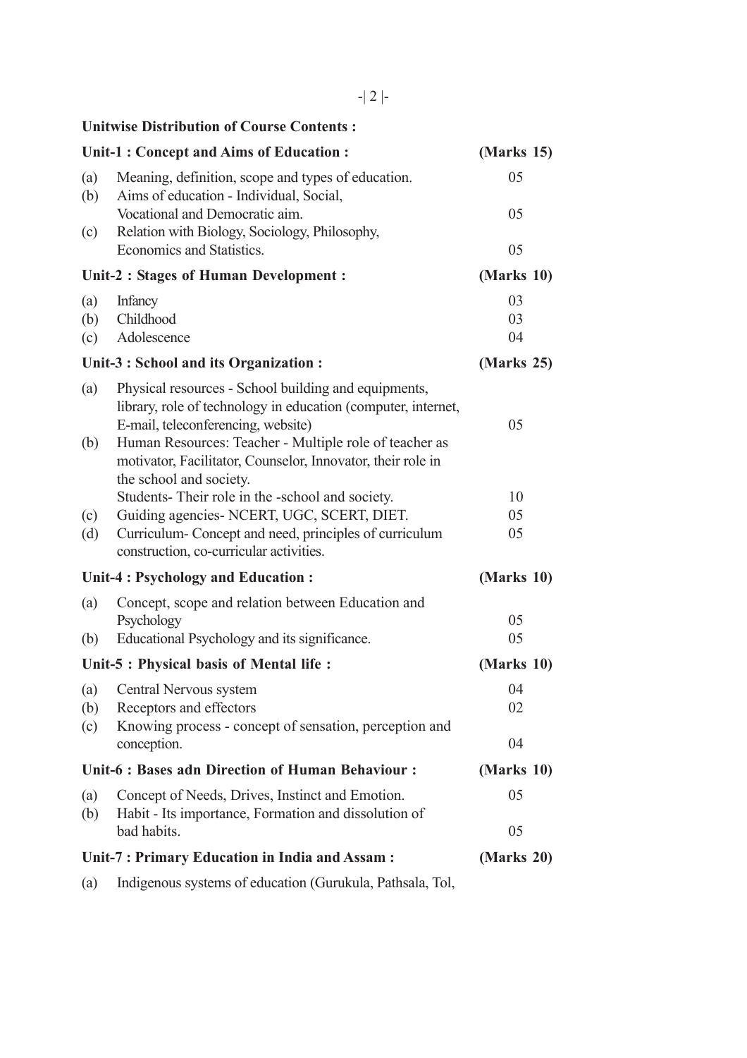**Unitwise Distribution of Course Contents :**

| | | |
|---|---|---|
| **Unit-1 : Concept and Aims of Education :** | | **(Marks 15)** |
| (a) | Meaning, definition, scope and types of education. | 05 |
| (b) | Aims of education - Individual, Social, Vocational and Democratic aim. | 05 |
| (c) | Relation with Biology, Sociology, Philosophy, Economics and Statistics. | 05 |
| **Unit-2 : Stages of Human Development :** | | **(Marks 10)** |
| (a) | Infancy | 03 |
| (b) | Childhood | 03 |
| (c) | Adolescence | 04 |
| **Unit-3 : School and its Organization :** | | **(Marks 25)** |
| (a) | Physical resources - School building and equipments, library, role of technology in education (computer, internet, E-mail, teleconferencing, website) | 05 |
| (b) | Human Resources: Teacher - Multiple role of teacher as motivator, Facilitator, Counselor, Innovator, their role in the school and society. Students- Their role in the -school and society. | 10 |
| (c) | Guiding agencies- NCERT, UGC, SCERT, DIET. | 05 |
| (d) | Curriculum- Concept and need, principles of curriculum construction, co-curricular activities. | 05 |
| **Unit-4 : Psychology and Education :** | | **(Marks 10)** |
| (a) | Concept, scope and relation between Education and Psychology | 05 |
| (b) | Educational Psychology and its significance. | 05 |
| **Unit-5 : Physical basis of Mental life :** | | **(Marks 10)** |
| (a) | Central Nervous system | 04 |
| (b) | Receptors and effectors | 02 |
| (c) | Knowing process - concept of sensation, perception and conception. | 04 |
| **Unit-6 : Bases adn Direction of Human Behaviour :** | | **(Marks 10)** |
| (a) | Concept of Needs, Drives, Instinct and Emotion. | 05 |
| (b) | Habit - Its importance, Formation and dissolution of bad habits. | 05 |
| **Unit-7 : Primary Education in India and Assam :** | | **(Marks 20)** |
| (a) | Indigenous systems of education (Gurukula, Pathsala, Tol, | |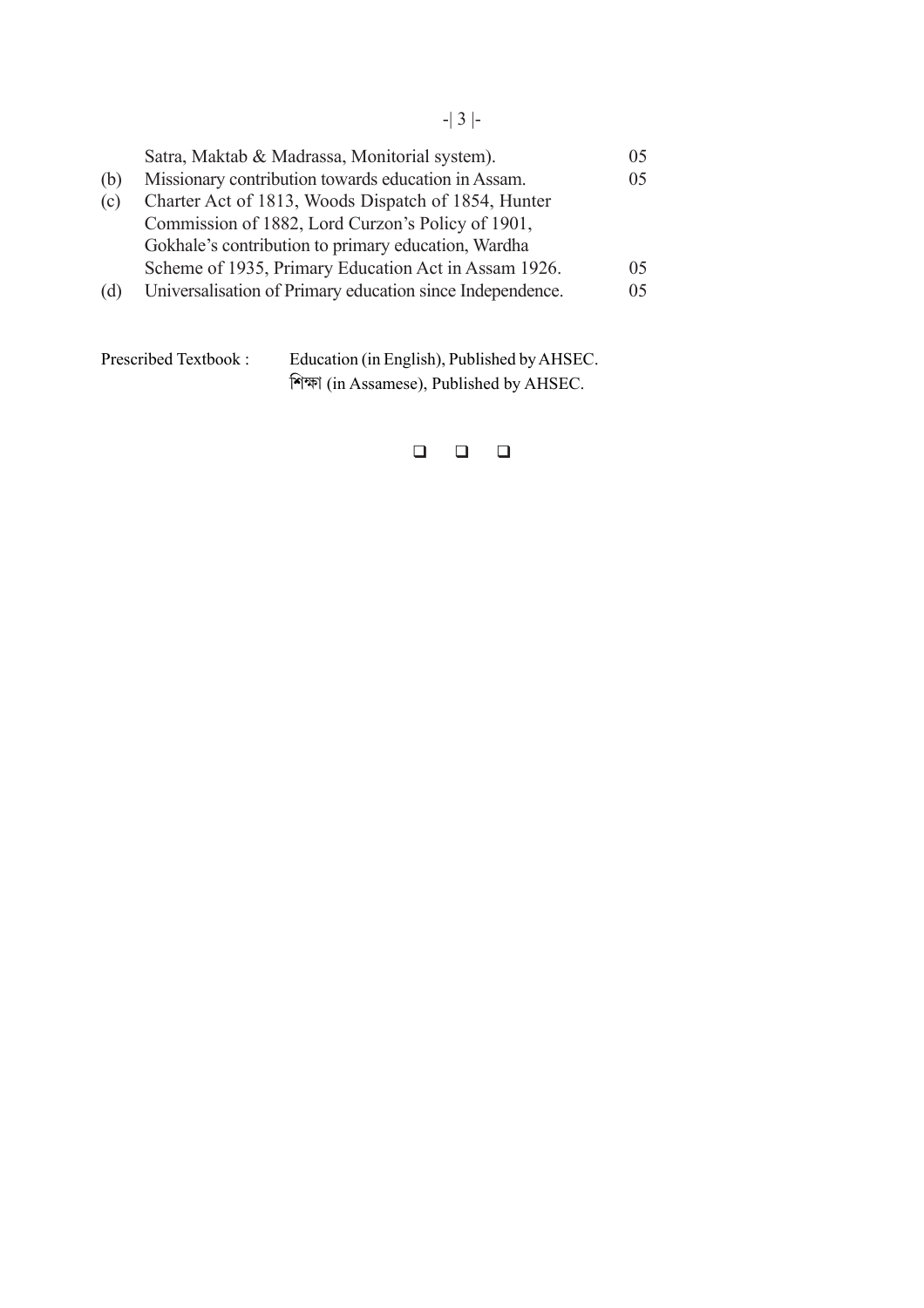| | | |
|---|---|---|
| | Satra, Maktab & Madrassa, Monitorial system). | 05 |
| (b) | Missionary contribution towards education in Assam. | 05 |
| (c) | Charter Act of 1813, Woods Dispatch of 1854, Hunter Commission of 1882, Lord Curzon's Policy of 1901, Gokhale's contribution to primary education, Wardha Scheme of 1935, Primary Education Act in Assam 1926. | 05 |
| (d) | Universalisation of Primary education since Independence. | 05 |

Prescribed Textbook : Education (in English), Published by AHSEC.
শিক্ষা (in Assamese), Published by AHSEC.

❑ ❑ ❑